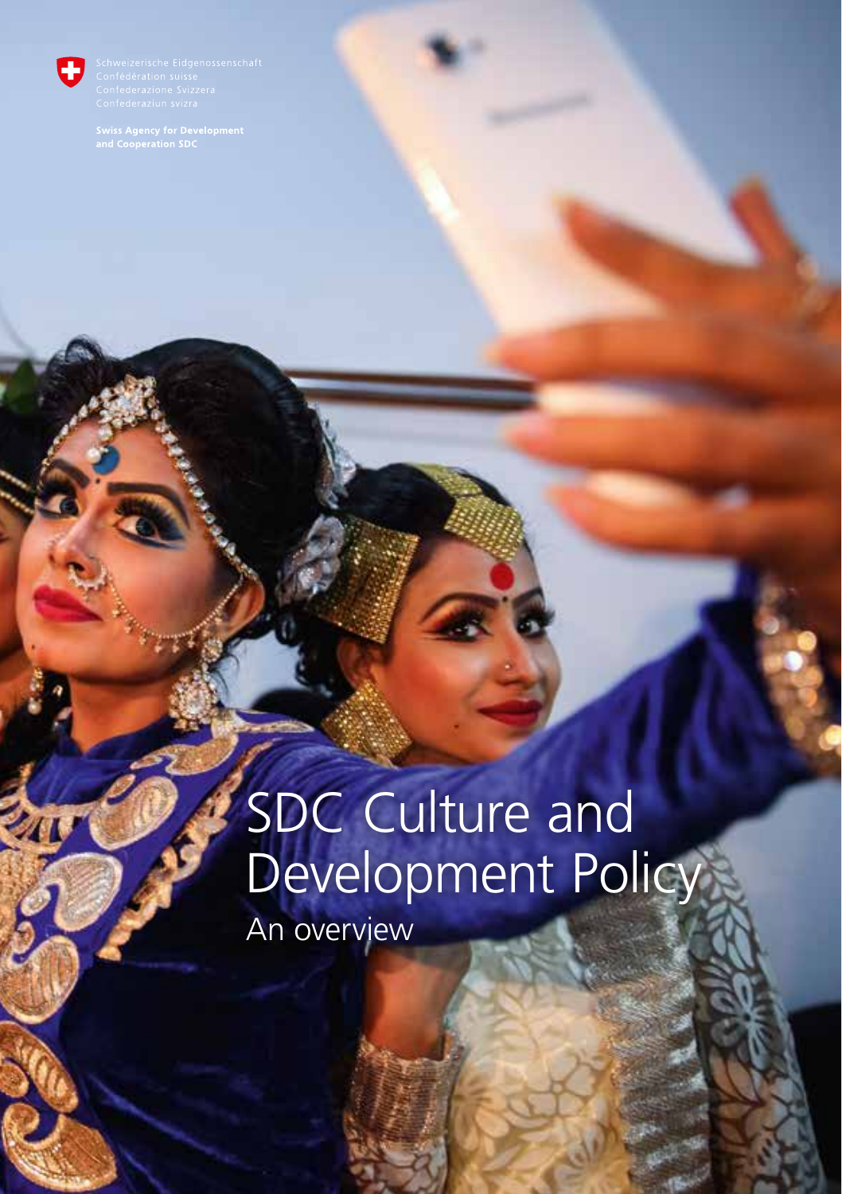Schweizerische Eidgenossenschaft
Confédération suisse
Confederazione Svizzera
Confederaziun svizra

**Swiss Agency for Development and Cooperation SDC**

# SDC Culture and Development Policy

## An overview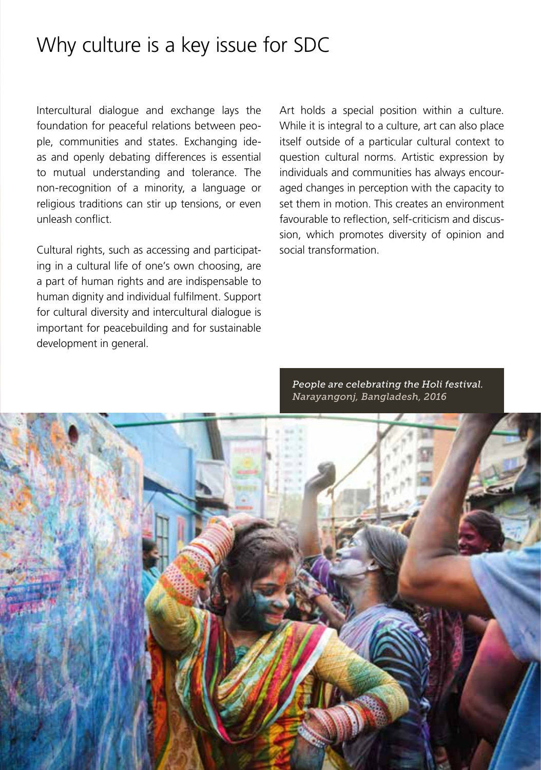# Why culture is a key issue for SDC

Intercultural dialogue and exchange lays the foundation for peaceful relations between people, communities and states. Exchanging ideas and openly debating differences is essential to mutual understanding and tolerance. The non-recognition of a minority, a language or religious traditions can stir up tensions, or even unleash conflict.

Cultural rights, such as accessing and participating in a cultural life of one's own choosing, are a part of human rights and are indispensable to human dignity and individual fulfilment. Support for cultural diversity and intercultural dialogue is important for peacebuilding and for sustainable development in general.

Art holds a special position within a culture. While it is integral to a culture, art can also place itself outside of a particular cultural context to question cultural norms. Artistic expression by individuals and communities has always encouraged changes in perception with the capacity to set them in motion. This creates an environment favourable to reflection, self-criticism and discussion, which promotes diversity of opinion and social transformation.

*People are celebrating the Holi festival. Narayangonj, Bangladesh, 2016*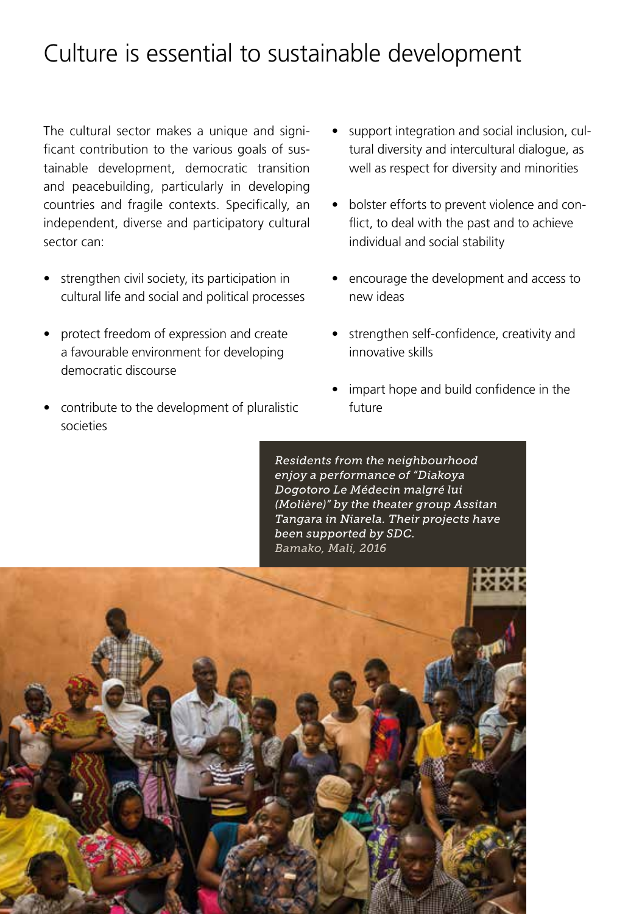# Culture is essential to sustainable development

The cultural sector makes a unique and significant contribution to the various goals of sustainable development, democratic transition and peacebuilding, particularly in developing countries and fragile contexts. Specifically, an independent, diverse and participatory cultural sector can:

- strengthen civil society, its participation in cultural life and social and political processes
- protect freedom of expression and create a favourable environment for developing democratic discourse
- contribute to the development of pluralistic societies
- support integration and social inclusion, cultural diversity and intercultural dialogue, as well as respect for diversity and minorities
- bolster efforts to prevent violence and conflict, to deal with the past and to achieve individual and social stability
- encourage the development and access to new ideas
- strengthen self-confidence, creativity and innovative skills
- impart hope and build confidence in the future

*Residents from the neighbourhood enjoy a performance of "Diakoya Dogotoro Le Médecin malgré lui (Molière)" by the theater group Assitan Tangara in Niarela. Their projects have been supported by SDC.*
*Bamako, Mali, 2016*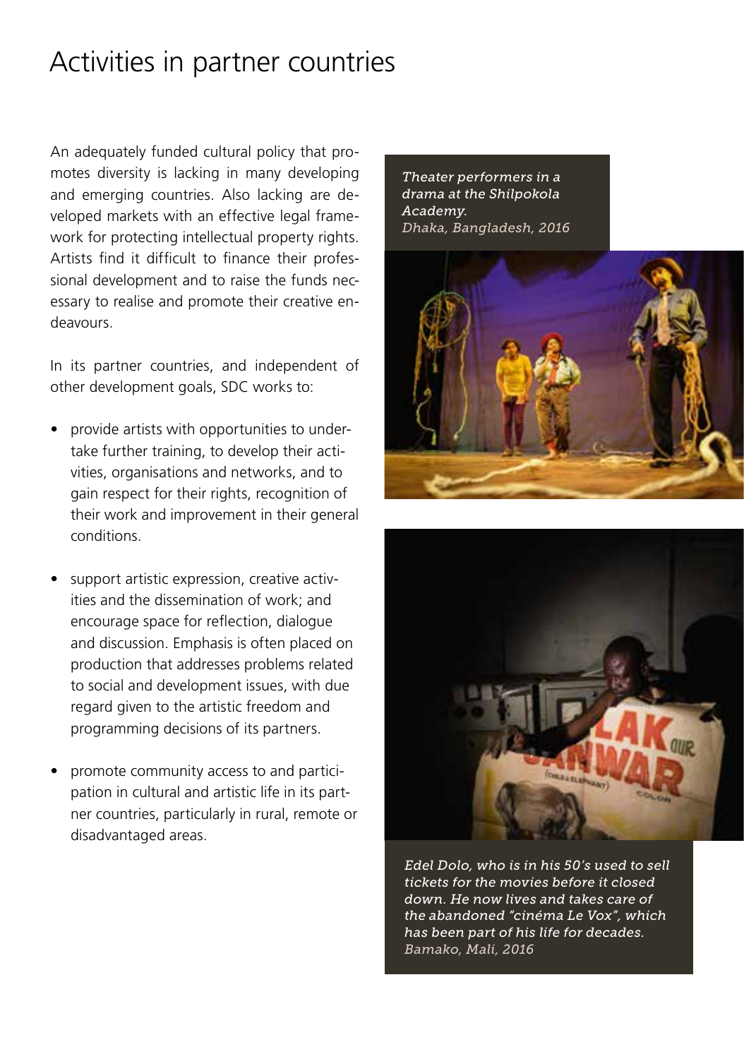# Activities in partner countries

An adequately funded cultural policy that promotes diversity is lacking in many developing and emerging countries. Also lacking are developed markets with an effective legal framework for protecting intellectual property rights. Artists find it difficult to finance their professional development and to raise the funds necessary to realise and promote their creative endeavours.

In its partner countries, and independent of other development goals, SDC works to:

- provide artists with opportunities to undertake further training, to develop their activities, organisations and networks, and to gain respect for their rights, recognition of their work and improvement in their general conditions.
- support artistic expression, creative activities and the dissemination of work; and encourage space for reflection, dialogue and discussion. Emphasis is often placed on production that addresses problems related to social and development issues, with due regard given to the artistic freedom and programming decisions of its partners.
- promote community access to and participation in cultural and artistic life in its partner countries, particularly in rural, remote or disadvantaged areas.

*Theater performers in a drama at the Shilpokola Academy.*
*Dhaka, Bangladesh, 2016*

*Edel Dolo, who is in his 50's used to sell tickets for the movies before it closed down. He now lives and takes care of the abandoned "cinéma Le Vox", which has been part of his life for decades.*
*Bamako, Mali, 2016*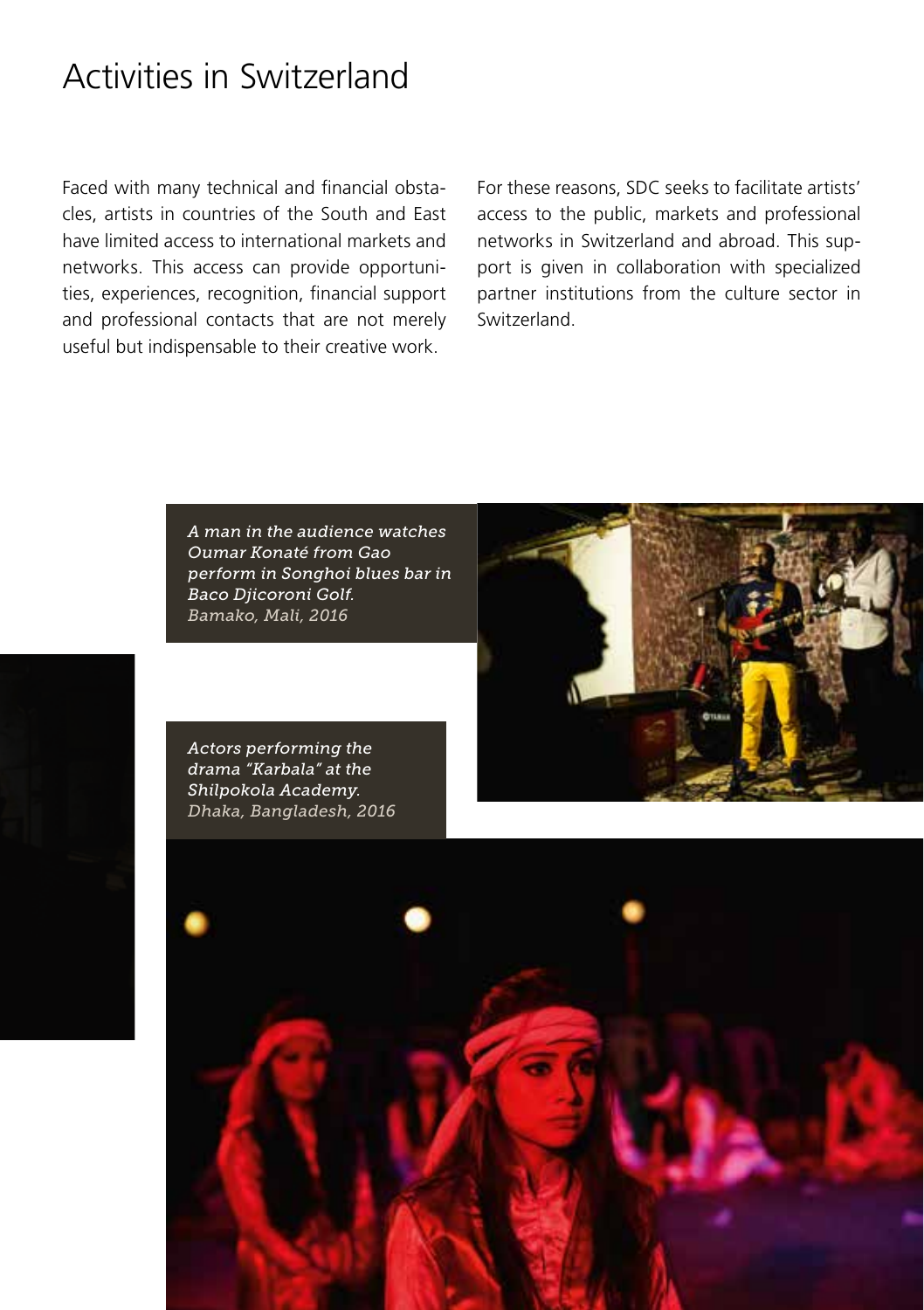# Activities in Switzerland

Faced with many technical and financial obstacles, artists in countries of the South and East have limited access to international markets and networks. This access can provide opportunities, experiences, recognition, financial support and professional contacts that are not merely useful but indispensable to their creative work.

For these reasons, SDC seeks to facilitate artists' access to the public, markets and professional networks in Switzerland and abroad. This support is given in collaboration with specialized partner institutions from the culture sector in Switzerland.

*A man in the audience watches Oumar Konaté from Gao perform in Songhoi blues bar in Baco Djicoroni Golf.*
*Bamako, Mali, 2016*

*Actors performing the drama "Karbala" at the Shilpokola Academy.*
*Dhaka, Bangladesh, 2016*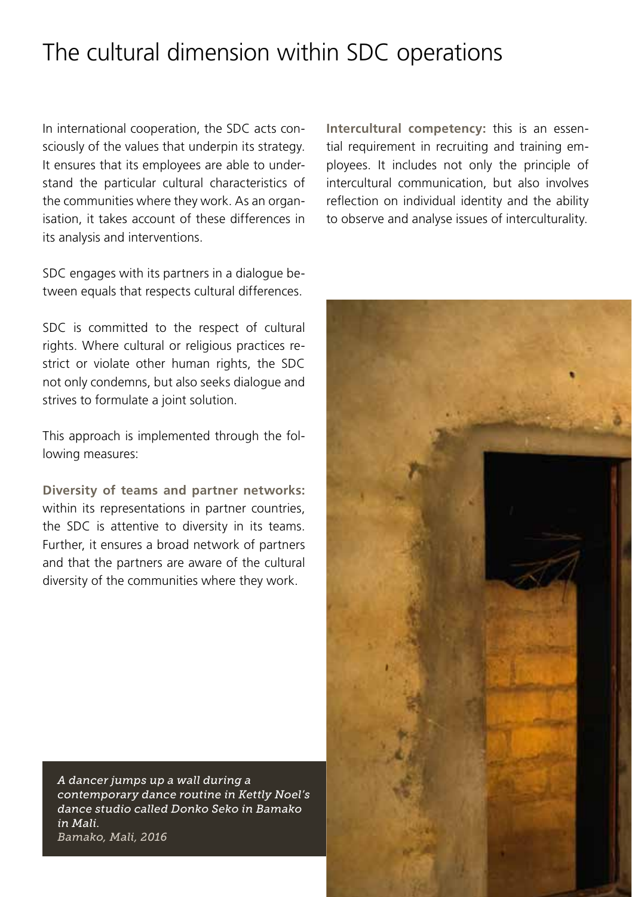# The cultural dimension within SDC operations

In international cooperation, the SDC acts consciously of the values that underpin its strategy. It ensures that its employees are able to understand the particular cultural characteristics of the communities where they work. As an organisation, it takes account of these differences in its analysis and interventions.

SDC engages with its partners in a dialogue between equals that respects cultural differences.

SDC is committed to the respect of cultural rights. Where cultural or religious practices restrict or violate other human rights, the SDC not only condemns, but also seeks dialogue and strives to formulate a joint solution.

This approach is implemented through the following measures:

**Diversity of teams and partner networks:** within its representations in partner countries, the SDC is attentive to diversity in its teams. Further, it ensures a broad network of partners and that the partners are aware of the cultural diversity of the communities where they work.

**Intercultural competency:** this is an essential requirement in recruiting and training employees. It includes not only the principle of intercultural communication, but also involves reflection on individual identity and the ability to observe and analyse issues of interculturality.

*A dancer jumps up a wall during a contemporary dance routine in Kettly Noel's dance studio called Donko Seko in Bamako in Mali.*
*Bamako, Mali, 2016*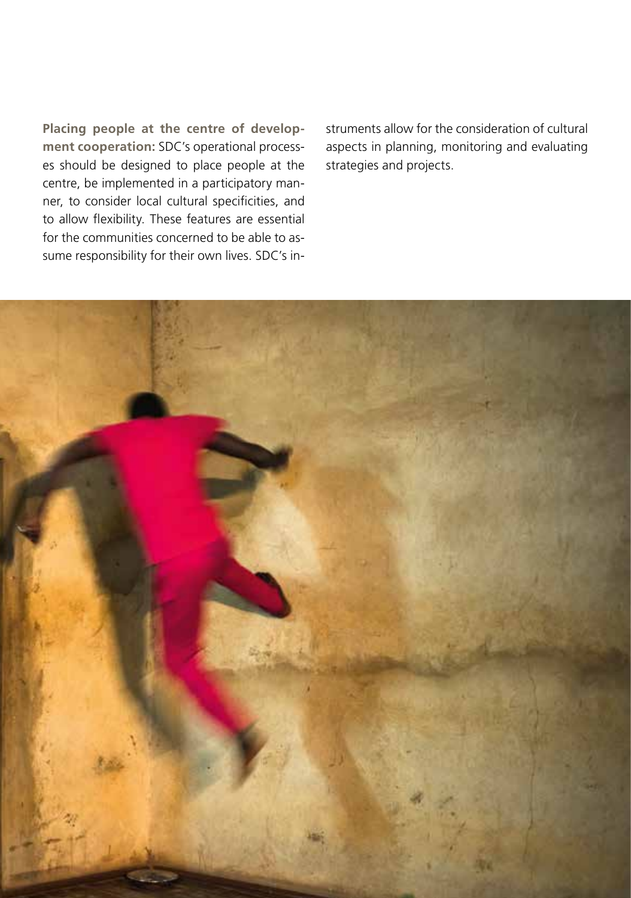**Placing people at the centre of development cooperation:** SDC's operational processes should be designed to place people at the centre, be implemented in a participatory manner, to consider local cultural specificities, and to allow flexibility. These features are essential for the communities concerned to be able to assume responsibility for their own lives. SDC's instruments allow for the consideration of cultural aspects in planning, monitoring and evaluating strategies and projects.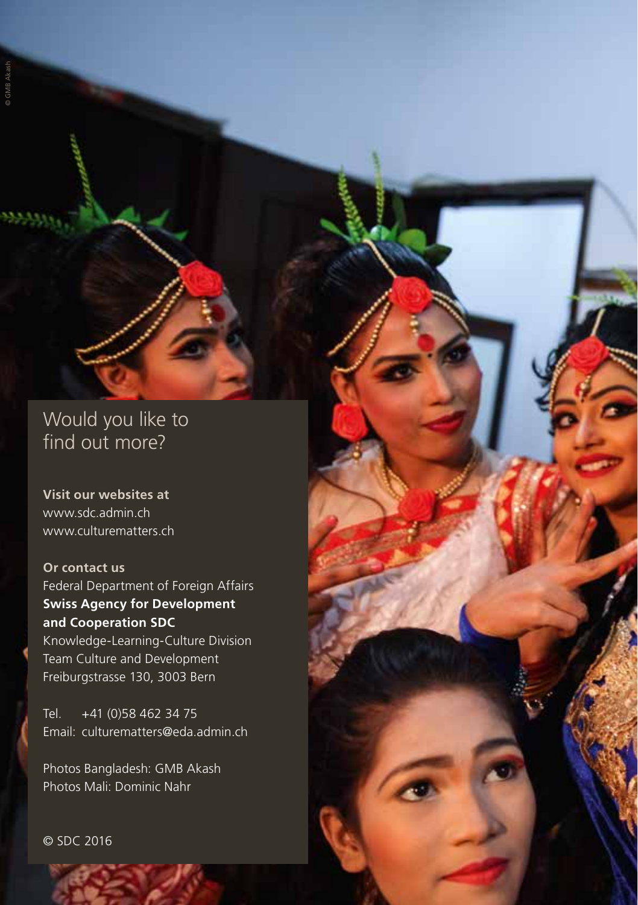# Would you like to find out more?

**Visit our websites at**
www.sdc.admin.ch
www.culturematters.ch

**Or contact us**
Federal Department of Foreign Affairs
**Swiss Agency for Development and Cooperation SDC**
Knowledge-Learning-Culture Division
Team Culture and Development
Freiburgstrasse 130, 3003 Bern

Tel. +41 (0)58 462 34 75
Email: culturematters@eda.admin.ch

Photos Bangladesh: GMB Akash
Photos Mali: Dominic Nahr

© SDC 2016

© GMB Akash